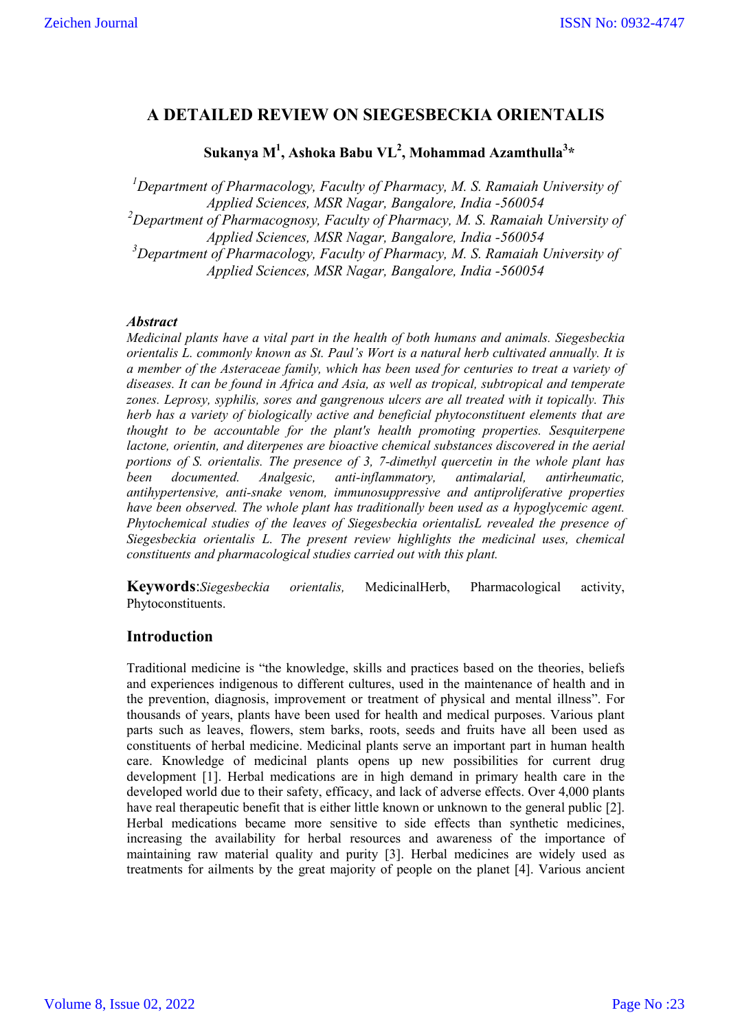# A DETAILED REVIEW ON SIEGESBECKIA ORIENTALIS

**Sukanya M[1], Ashoka Babu VL[2], Mohammad Azamthulla[3]\***

*[1]Department of Pharmacology, Faculty of Pharmacy, M. S. Ramaiah University of Applied Sciences, MSR Nagar, Bangalore, India -560054*
*[2]Department of Pharmacognosy, Faculty of Pharmacy, M. S. Ramaiah University of Applied Sciences, MSR Nagar, Bangalore, India -560054*
*[3]Department of Pharmacology, Faculty of Pharmacy, M. S. Ramaiah University of Applied Sciences, MSR Nagar, Bangalore, India -560054*

### *Abstract*

*Medicinal plants have a vital part in the health of both humans and animals. Siegesbeckia orientalis L. commonly known as St. Paul's Wort is a natural herb cultivated annually. It is a member of the Asteraceae family, which has been used for centuries to treat a variety of diseases. It can be found in Africa and Asia, as well as tropical, subtropical and temperate zones. Leprosy, syphilis, sores and gangrenous ulcers are all treated with it topically. This herb has a variety of biologically active and beneficial phytoconstituent elements that are thought to be accountable for the plant's health promoting properties. Sesquiterpene lactone, orientin, and diterpenes are bioactive chemical substances discovered in the aerial portions of S. orientalis. The presence of 3, 7-dimethyl quercetin in the whole plant has been documented. Analgesic, anti-inflammatory, antimalarial, antirheumatic, antihypertensive, anti-snake venom, immunosuppressive and antiproliferative properties have been observed. The whole plant has traditionally been used as a hypoglycemic agent. Phytochemical studies of the leaves of Siegesbeckia orientalisL revealed the presence of Siegesbeckia orientalis L. The present review highlights the medicinal uses, chemical constituents and pharmacological studies carried out with this plant.*

**Keywords**:*Siegesbeckia orientalis,* MedicinalHerb, Pharmacological activity, Phytoconstituents.

## Introduction

Traditional medicine is "the knowledge, skills and practices based on the theories, beliefs and experiences indigenous to different cultures, used in the maintenance of health and in the prevention, diagnosis, improvement or treatment of physical and mental illness". For thousands of years, plants have been used for health and medical purposes. Various plant parts such as leaves, flowers, stem barks, roots, seeds and fruits have all been used as constituents of herbal medicine. Medicinal plants serve an important part in human health care. Knowledge of medicinal plants opens up new possibilities for current drug development [1]. Herbal medications are in high demand in primary health care in the developed world due to their safety, efficacy, and lack of adverse effects. Over 4,000 plants have real therapeutic benefit that is either little known or unknown to the general public [2]. Herbal medications became more sensitive to side effects than synthetic medicines, increasing the availability for herbal resources and awareness of the importance of maintaining raw material quality and purity [3]. Herbal medicines are widely used as treatments for ailments by the great majority of people on the planet [4]. Various ancient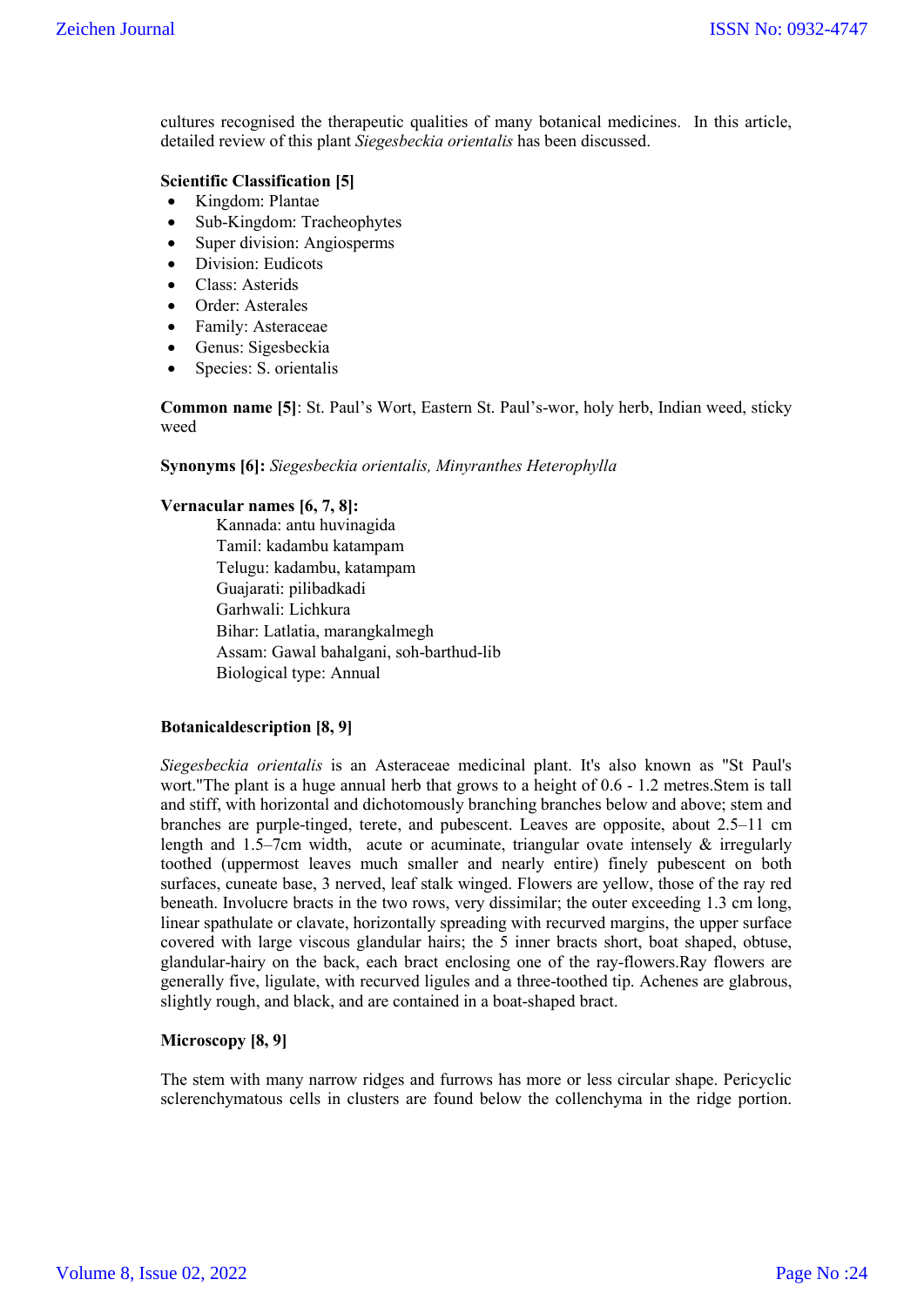cultures recognised the therapeutic qualities of many botanical medicines. In this article, detailed review of this plant *Siegesbeckia orientalis* has been discussed.

**Scientific Classification [5]**

- Kingdom: Plantae
- Sub-Kingdom: Tracheophytes
- Super division: Angiosperms
- Division: Eudicots
- Class: Asterids
- Order: Asterales
- Family: Asteraceae
- Genus: Sigesbeckia
- Species: S. orientalis

**Common name [5]**: St. Paul's Wort, Eastern St. Paul's-wor, holy herb, Indian weed, sticky weed

**Synonyms [6]:** *Siegesbeckia orientalis, Minyranthes Heterophylla*

**Vernacular names [6, 7, 8]:**

Kannada: antu huvinagida
Tamil: kadambu katampam
Telugu: kadambu, katampam
Guajarati: pilibadkadi
Garhwali: Lichkura
Bihar: Latlatia, marangkalmegh
Assam: Gawal bahalgani, soh-barthud-lib
Biological type: Annual

**Botanicaldescription [8, 9]**

*Siegesbeckia orientalis* is an Asteraceae medicinal plant. It's also known as "St Paul's wort."The plant is a huge annual herb that grows to a height of 0.6 - 1.2 metres.Stem is tall and stiff, with horizontal and dichotomously branching branches below and above; stem and branches are purple-tinged, terete, and pubescent. Leaves are opposite, about 2.5–11 cm length and 1.5–7cm width, acute or acuminate, triangular ovate intensely & irregularly toothed (uppermost leaves much smaller and nearly entire) finely pubescent on both surfaces, cuneate base, 3 nerved, leaf stalk winged. Flowers are yellow, those of the ray red beneath. Involucre bracts in the two rows, very dissimilar; the outer exceeding 1.3 cm long, linear spathulate or clavate, horizontally spreading with recurved margins, the upper surface covered with large viscous glandular hairs; the 5 inner bracts short, boat shaped, obtuse, glandular-hairy on the back, each bract enclosing one of the ray-flowers.Ray flowers are generally five, ligulate, with recurved ligules and a three-toothed tip. Achenes are glabrous, slightly rough, and black, and are contained in a boat-shaped bract.

**Microscopy [8, 9]**

The stem with many narrow ridges and furrows has more or less circular shape. Pericyclic sclerenchymatous cells in clusters are found below the collenchyma in the ridge portion.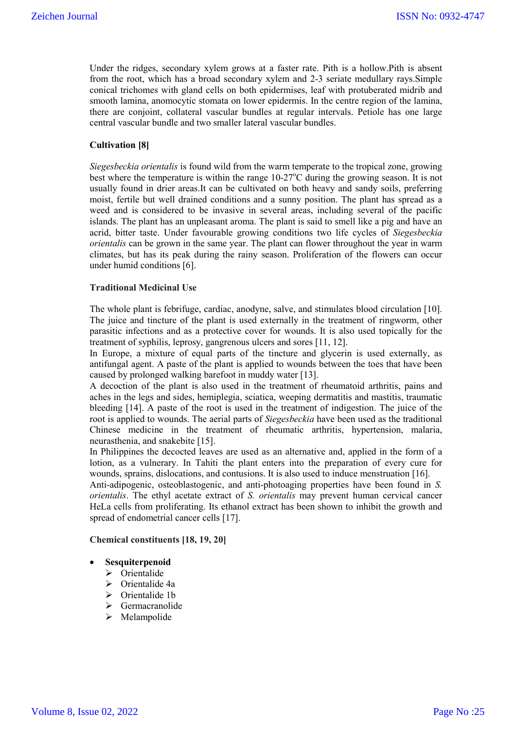Under the ridges, secondary xylem grows at a faster rate. Pith is a hollow.Pith is absent from the root, which has a broad secondary xylem and 2-3 seriate medullary rays.Simple conical trichomes with gland cells on both epidermises, leaf with protuberated midrib and smooth lamina, anomocytic stomata on lower epidermis. In the centre region of the lamina, there are conjoint, collateral vascular bundles at regular intervals. Petiole has one large central vascular bundle and two smaller lateral vascular bundles.

**Cultivation [8]**

*Siegesbeckia orientalis* is found wild from the warm temperate to the tropical zone, growing best where the temperature is within the range 10-27°C during the growing season. It is not usually found in drier areas.It can be cultivated on both heavy and sandy soils, preferring moist, fertile but well drained conditions and a sunny position. The plant has spread as a weed and is considered to be invasive in several areas, including several of the pacific islands. The plant has an unpleasant aroma. The plant is said to smell like a pig and have an acrid, bitter taste. Under favourable growing conditions two life cycles of *Siegesbeckia orientalis* can be grown in the same year. The plant can flower throughout the year in warm climates, but has its peak during the rainy season. Proliferation of the flowers can occur under humid conditions [6].

**Traditional Medicinal Use**

The whole plant is febrifuge, cardiac, anodyne, salve, and stimulates blood circulation [10]. The juice and tincture of the plant is used externally in the treatment of ringworm, other parasitic infections and as a protective cover for wounds. It is also used topically for the treatment of syphilis, leprosy, gangrenous ulcers and sores [11, 12].

In Europe, a mixture of equal parts of the tincture and glycerin is used externally, as antifungal agent. A paste of the plant is applied to wounds between the toes that have been caused by prolonged walking barefoot in muddy water [13].

A decoction of the plant is also used in the treatment of rheumatoid arthritis, pains and aches in the legs and sides, hemiplegia, sciatica, weeping dermatitis and mastitis, traumatic bleeding [14]. A paste of the root is used in the treatment of indigestion. The juice of the root is applied to wounds. The aerial parts of *Siegesbeckia* have been used as the traditional Chinese medicine in the treatment of rheumatic arthritis, hypertension, malaria, neurasthenia, and snakebite [15].

In Philippines the decocted leaves are used as an alternative and, applied in the form of a lotion, as a vulnerary. In Tahiti the plant enters into the preparation of every cure for wounds, sprains, dislocations, and contusions. It is also used to induce menstruation [16].

Anti-adipogenic, osteoblastogenic, and anti-photoaging properties have been found in *S. orientalis*. The ethyl acetate extract of *S. orientalis* may prevent human cervical cancer HeLa cells from proliferating. Its ethanol extract has been shown to inhibit the growth and spread of endometrial cancer cells [17].

**Chemical constituents [18, 19, 20]**

- **Sesquiterpenoid**
  - Orientalide
  - Orientalide 4a
  - Orientalide 1b
  - Germacranolide
  - Melampolide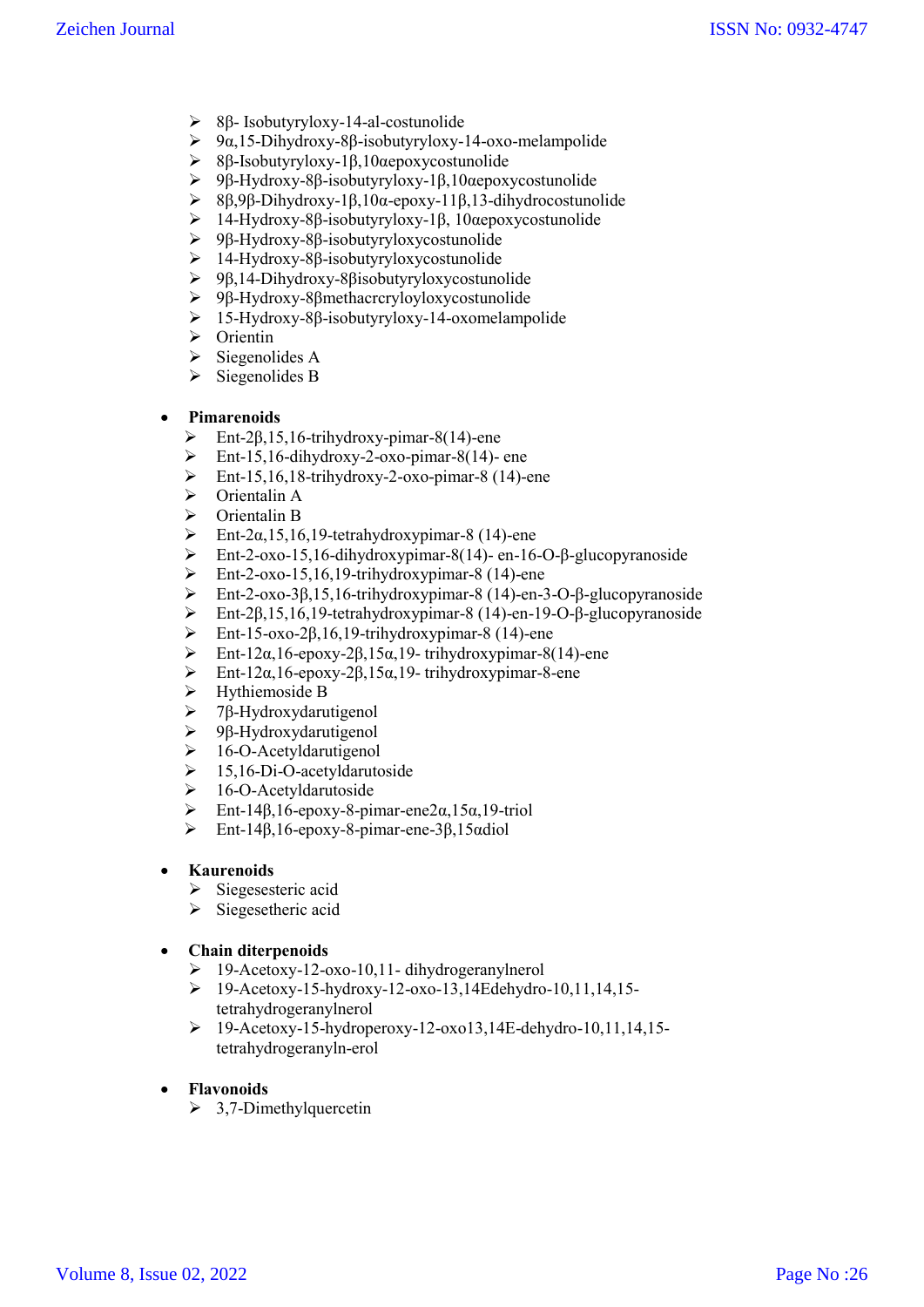- 8β- Isobutyryloxy-14-al-costunolide
- 9α,15-Dihydroxy-8β-isobutyryloxy-14-oxo-melampolide
- 8β-Isobutyryloxy-1β,10αepoxycostunolide
- 9β-Hydroxy-8β-isobutyryloxy-1β,10αepoxycostunolide
- 8β,9β-Dihydroxy-1β,10α-epoxy-11β,13-dihydrocostunolide
- 14-Hydroxy-8β-isobutyryloxy-1β, 10αepoxycostunolide
- 9β-Hydroxy-8β-isobutyryloxycostunolide
- 14-Hydroxy-8β-isobutyryloxycostunolide
- 9β,14-Dihydroxy-8βisobutyryloxycostunolide
- 9β-Hydroxy-8βmethacrcryloyloxycostunolide
- 15-Hydroxy-8β-isobutyryloxy-14-oxomelampolide
- Orientin
- Siegenolides A
- Siegenolides B

- **Pimarenoids**
  - Ent-2β,15,16-trihydroxy-pimar-8(14)-ene
  - Ent-15,16-dihydroxy-2-oxo-pimar-8(14)- ene
  - Ent-15,16,18-trihydroxy-2-oxo-pimar-8 (14)-ene
  - Orientalin A
  - Orientalin B
  - Ent-2α,15,16,19-tetrahydroxypimar-8 (14)-ene
  - Ent-2-oxo-15,16-dihydroxypimar-8(14)- en-16-O-β-glucopyranoside
  - Ent-2-oxo-15,16,19-trihydroxypimar-8 (14)-ene
  - Ent-2-oxo-3β,15,16-trihydroxypimar-8 (14)-en-3-O-β-glucopyranoside
  - Ent-2β,15,16,19-tetrahydroxypimar-8 (14)-en-19-O-β-glucopyranoside
  - Ent-15-oxo-2β,16,19-trihydroxypimar-8 (14)-ene
  - Ent-12α,16-epoxy-2β,15α,19- trihydroxypimar-8(14)-ene
  - Ent-12α,16-epoxy-2β,15α,19- trihydroxypimar-8-ene
  - Hythiemoside B
  - 7β-Hydroxydarutigenol
  - 9β-Hydroxydarutigenol
  - 16-O-Acetyldarutigenol
  - 15,16-Di-O-acetyldarutoside
  - 16-O-Acetyldarutoside
  - Ent-14β,16-epoxy-8-pimar-ene2α,15α,19-triol
  - Ent-14β,16-epoxy-8-pimar-ene-3β,15αdiol

- **Kaurenoids**
  - Siegesesteric acid
  - Siegesetheric acid

- **Chain diterpenoids**
  - 19-Acetoxy-12-oxo-10,11- dihydrogeranylnerol
  - 19-Acetoxy-15-hydroxy-12-oxo-13,14Edehydro-10,11,14,15-tetrahydrogeranylnerol
  - 19-Acetoxy-15-hydroperoxy-12-oxo13,14E-dehydro-10,11,14,15-tetrahydrogeranyln-erol

- **Flavonoids**
  - 3,7-Dimethylquercetin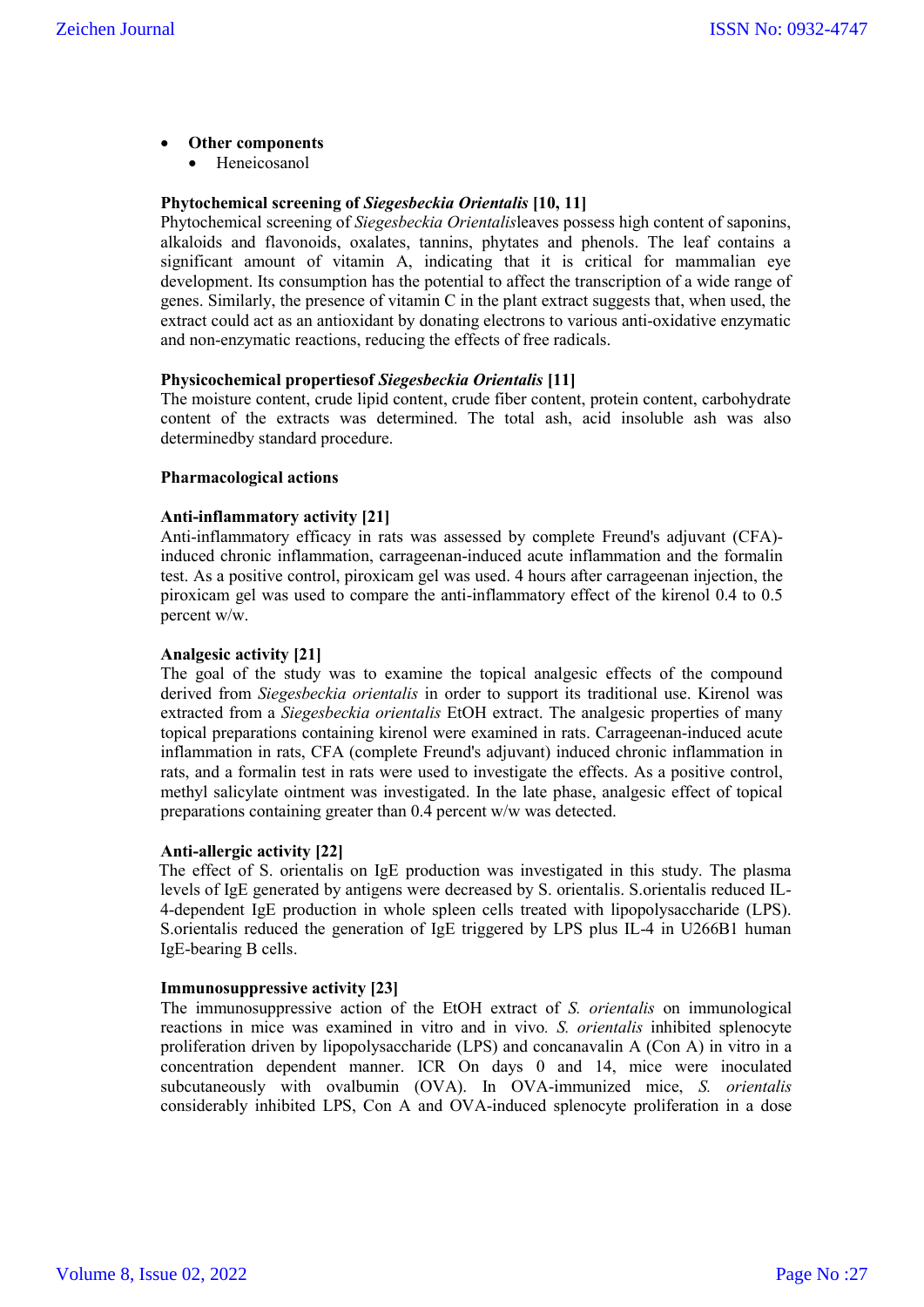- **Other components**
    - Heneicosanol

**Phytochemical screening of *Siegesbeckia Orientalis* [10, 11]**

Phytochemical screening of *Siegesbeckia Orientalis*leaves possess high content of saponins, alkaloids and flavonoids, oxalates, tannins, phytates and phenols. The leaf contains a significant amount of vitamin A, indicating that it is critical for mammalian eye development. Its consumption has the potential to affect the transcription of a wide range of genes. Similarly, the presence of vitamin C in the plant extract suggests that, when used, the extract could act as an antioxidant by donating electrons to various anti-oxidative enzymatic and non-enzymatic reactions, reducing the effects of free radicals.

**Physicochemical propertiesof *Siegesbeckia Orientalis* [11]**

The moisture content, crude lipid content, crude fiber content, protein content, carbohydrate content of the extracts was determined. The total ash, acid insoluble ash was also determinedby standard procedure.

**Pharmacological actions**

**Anti-inflammatory activity [21]**

Anti-inflammatory efficacy in rats was assessed by complete Freund's adjuvant (CFA)-induced chronic inflammation, carrageenan-induced acute inflammation and the formalin test. As a positive control, piroxicam gel was used. 4 hours after carrageenan injection, the piroxicam gel was used to compare the anti-inflammatory effect of the kirenol 0.4 to 0.5 percent w/w.

**Analgesic activity [21]**

The goal of the study was to examine the topical analgesic effects of the compound derived from *Siegesbeckia orientalis* in order to support its traditional use. Kirenol was extracted from a *Siegesbeckia orientalis* EtOH extract. The analgesic properties of many topical preparations containing kirenol were examined in rats. Carrageenan-induced acute inflammation in rats, CFA (complete Freund's adjuvant) induced chronic inflammation in rats, and a formalin test in rats were used to investigate the effects. As a positive control, methyl salicylate ointment was investigated. In the late phase, analgesic effect of topical preparations containing greater than 0.4 percent w/w was detected.

**Anti-allergic activity [22]**

The effect of S. orientalis on IgE production was investigated in this study. The plasma levels of IgE generated by antigens were decreased by S. orientalis. S.orientalis reduced IL-4-dependent IgE production in whole spleen cells treated with lipopolysaccharide (LPS). S.orientalis reduced the generation of IgE triggered by LPS plus IL-4 in U266B1 human IgE-bearing B cells.

**Immunosuppressive activity [23]**

The immunosuppressive action of the EtOH extract of *S. orientalis* on immunological reactions in mice was examined in vitro and in vivo. *S. orientalis* inhibited splenocyte proliferation driven by lipopolysaccharide (LPS) and concanavalin A (Con A) in vitro in a concentration dependent manner. ICR On days 0 and 14, mice were inoculated subcutaneously with ovalbumin (OVA). In OVA-immunized mice, *S. orientalis* considerably inhibited LPS, Con A and OVA-induced splenocyte proliferation in a dose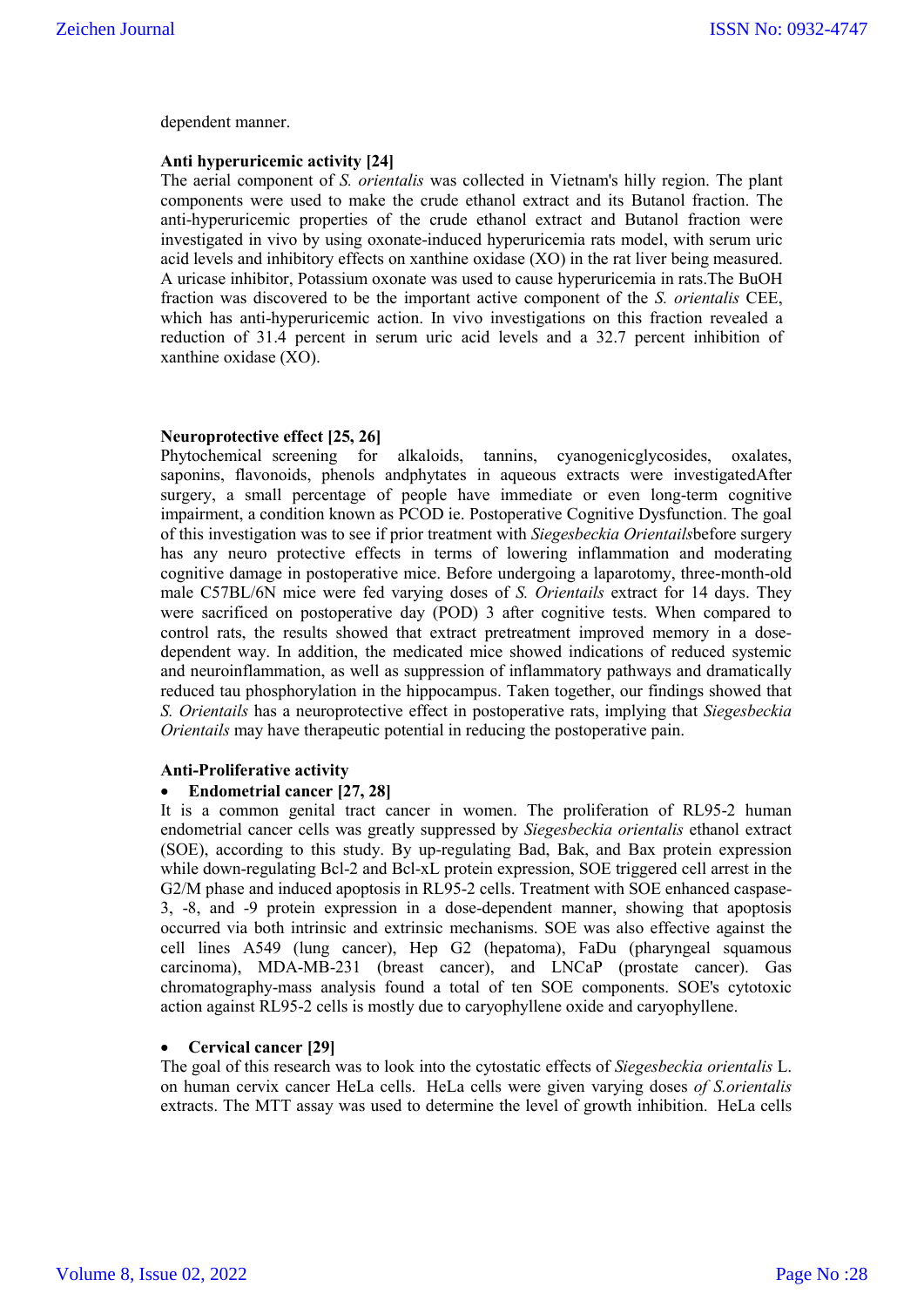dependent manner.

**Anti hyperuricemic activity [24]**
The aerial component of *S. orientalis* was collected in Vietnam's hilly region. The plant components were used to make the crude ethanol extract and its Butanol fraction. The anti-hyperuricemic properties of the crude ethanol extract and Butanol fraction were investigated in vivo by using oxonate-induced hyperuricemia rats model, with serum uric acid levels and inhibitory effects on xanthine oxidase (XO) in the rat liver being measured. A uricase inhibitor, Potassium oxonate was used to cause hyperuricemia in rats.The BuOH fraction was discovered to be the important active component of the *S. orientalis* CEE, which has anti-hyperuricemic action. In vivo investigations on this fraction revealed a reduction of 31.4 percent in serum uric acid levels and a 32.7 percent inhibition of xanthine oxidase (XO).

**Neuroprotective effect [25, 26]**
Phytochemical screening for alkaloids, tannins, cyanogenicglycosides, oxalates, saponins, flavonoids, phenols andphytates in aqueous extracts were investigatedAfter surgery, a small percentage of people have immediate or even long-term cognitive impairment, a condition known as PCOD ie. Postoperative Cognitive Dysfunction. The goal of this investigation was to see if prior treatment with *Siegesbeckia Orientails*before surgery has any neuro protective effects in terms of lowering inflammation and moderating cognitive damage in postoperative mice. Before undergoing a laparotomy, three-month-old male C57BL/6N mice were fed varying doses of *S. Orientails* extract for 14 days. They were sacrificed on postoperative day (POD) 3 after cognitive tests. When compared to control rats, the results showed that extract pretreatment improved memory in a dose-dependent way. In addition, the medicated mice showed indications of reduced systemic and neuroinflammation, as well as suppression of inflammatory pathways and dramatically reduced tau phosphorylation in the hippocampus. Taken together, our findings showed that *S. Orientails* has a neuroprotective effect in postoperative rats, implying that *Siegesbeckia Orientails* may have therapeutic potential in reducing the postoperative pain.

**Anti-Proliferative activity**

- **Endometrial cancer [27, 28]**

It is a common genital tract cancer in women. The proliferation of RL95-2 human endometrial cancer cells was greatly suppressed by *Siegesbeckia orientalis* ethanol extract (SOE), according to this study. By up-regulating Bad, Bak, and Bax protein expression while down-regulating Bcl-2 and Bcl-xL protein expression, SOE triggered cell arrest in the G2/M phase and induced apoptosis in RL95-2 cells. Treatment with SOE enhanced caspase-3, -8, and -9 protein expression in a dose-dependent manner, showing that apoptosis occurred via both intrinsic and extrinsic mechanisms. SOE was also effective against the cell lines A549 (lung cancer), Hep G2 (hepatoma), FaDu (pharyngeal squamous carcinoma), MDA-MB-231 (breast cancer), and LNCaP (prostate cancer). Gas chromatography-mass analysis found a total of ten SOE components. SOE's cytotoxic action against RL95-2 cells is mostly due to caryophyllene oxide and caryophyllene.

- **Cervical cancer [29]**

The goal of this research was to look into the cytostatic effects of *Siegesbeckia orientalis* L. on human cervix cancer HeLa cells. HeLa cells were given varying doses *of S.orientalis* extracts. The MTT assay was used to determine the level of growth inhibition. HeLa cells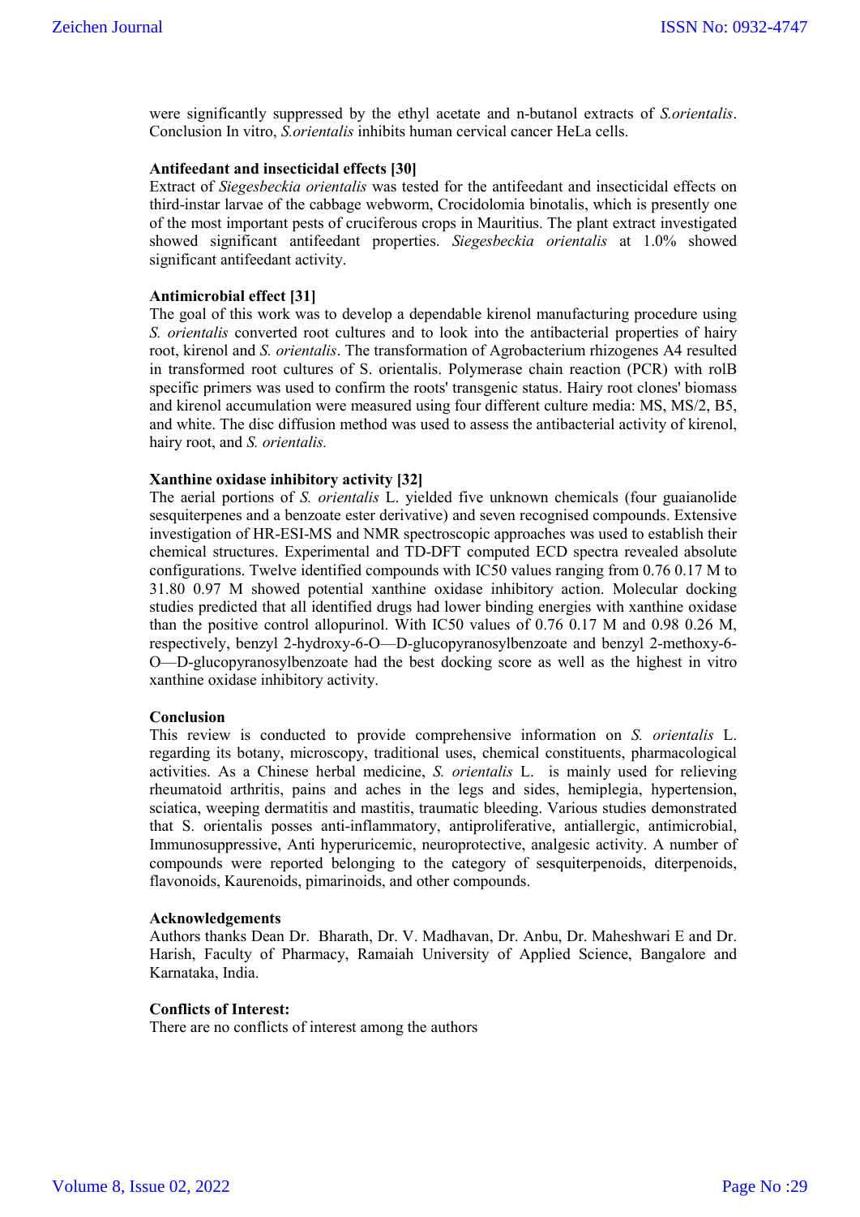were significantly suppressed by the ethyl acetate and n-butanol extracts of *S.orientalis*. Conclusion In vitro, *S.orientalis* inhibits human cervical cancer HeLa cells.

**Antifeedant and insecticidal effects [30]**

Extract of *Siegesbeckia orientalis* was tested for the antifeedant and insecticidal effects on third-instar larvae of the cabbage webworm, Crocidolomia binotalis, which is presently one of the most important pests of cruciferous crops in Mauritius. The plant extract investigated showed significant antifeedant properties. *Siegesbeckia orientalis* at 1.0% showed significant antifeedant activity.

**Antimicrobial effect [31]**

The goal of this work was to develop a dependable kirenol manufacturing procedure using *S. orientalis* converted root cultures and to look into the antibacterial properties of hairy root, kirenol and *S. orientalis*. The transformation of Agrobacterium rhizogenes A4 resulted in transformed root cultures of S. orientalis. Polymerase chain reaction (PCR) with rolB specific primers was used to confirm the roots' transgenic status. Hairy root clones' biomass and kirenol accumulation were measured using four different culture media: MS, MS/2, B5, and white. The disc diffusion method was used to assess the antibacterial activity of kirenol, hairy root, and *S. orientalis.*

**Xanthine oxidase inhibitory activity [32]**

The aerial portions of *S. orientalis* L. yielded five unknown chemicals (four guaianolide sesquiterpenes and a benzoate ester derivative) and seven recognised compounds. Extensive investigation of HR-ESI-MS and NMR spectroscopic approaches was used to establish their chemical structures. Experimental and TD-DFT computed ECD spectra revealed absolute configurations. Twelve identified compounds with IC50 values ranging from 0.76 0.17 M to 31.80 0.97 M showed potential xanthine oxidase inhibitory action. Molecular docking studies predicted that all identified drugs had lower binding energies with xanthine oxidase than the positive control allopurinol. With IC50 values of 0.76 0.17 M and 0.98 0.26 M, respectively, benzyl 2-hydroxy-6-O—D-glucopyranosylbenzoate and benzyl 2-methoxy-6-O—D-glucopyranosylbenzoate had the best docking score as well as the highest in vitro xanthine oxidase inhibitory activity.

**Conclusion**

This review is conducted to provide comprehensive information on *S. orientalis* L. regarding its botany, microscopy, traditional uses, chemical constituents, pharmacological activities. As a Chinese herbal medicine, *S. orientalis* L. is mainly used for relieving rheumatoid arthritis, pains and aches in the legs and sides, hemiplegia, hypertension, sciatica, weeping dermatitis and mastitis, traumatic bleeding. Various studies demonstrated that S. orientalis posses anti-inflammatory, antiproliferative, antiallergic, antimicrobial, Immunosuppressive, Anti hyperuricemic, neuroprotective, analgesic activity. A number of compounds were reported belonging to the category of sesquiterpenoids, diterpenoids, flavonoids, Kaurenoids, pimarinoids, and other compounds.

**Acknowledgements**

Authors thanks Dean Dr. Bharath, Dr. V. Madhavan, Dr. Anbu, Dr. Maheshwari E and Dr. Harish, Faculty of Pharmacy, Ramaiah University of Applied Science, Bangalore and Karnataka, India.

**Conflicts of Interest:**

There are no conflicts of interest among the authors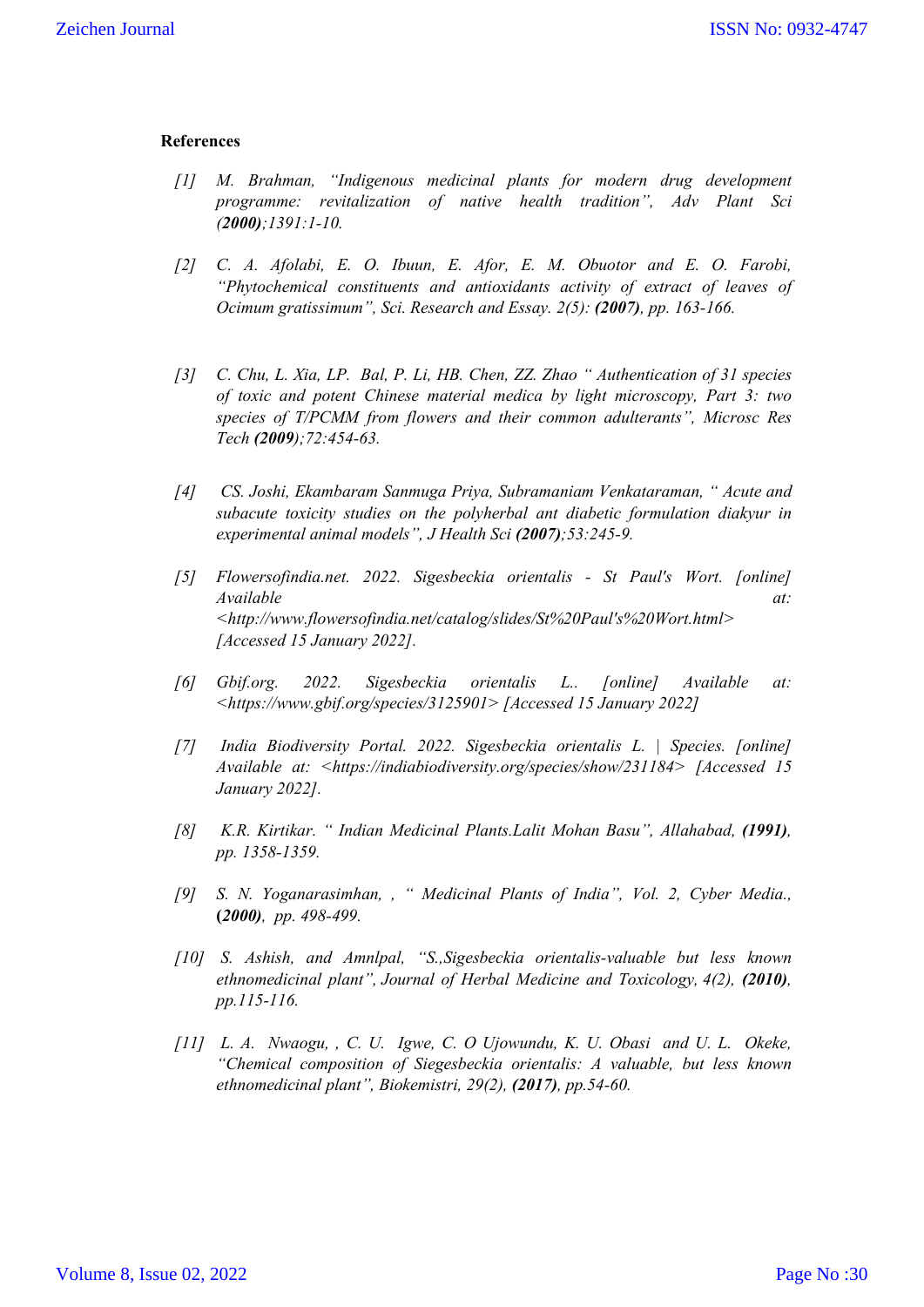**References**

*[1] M. Brahman, "Indigenous medicinal plants for modern drug development programme: revitalization of native health tradition", Adv Plant Sci* ***(2000)****;1391:1-10.*

*[2] C. A. Afolabi, E. O. Ibuun, E. Afor, E. M. Obuotor and E. O. Farobi, "Phytochemical constituents and antioxidants activity of extract of leaves of Ocimum gratissimum", Sci. Research and Essay. 2(5):* ***(2007)****, pp. 163-166.*

*[3] C. Chu, L. Xia, LP. Bal, P. Li, HB. Chen, ZZ. Zhao " Authentication of 31 species of toxic and potent Chinese material medica by light microscopy, Part 3: two species of T/PCMM from flowers and their common adulterants", Microsc Res Tech* ***(2009)****;72:454-63.*

*[4] CS. Joshi, Ekambaram Sanmuga Priya, Subramaniam Venkataraman, " Acute and subacute toxicity studies on the polyherbal ant diabetic formulation diakyur in experimental animal models", J Health Sci* ***(2007)****;53:245-9.*

*[5] Flowersofindia.net. 2022. Sigesbeckia orientalis - St Paul's Wort. [online] Available at: <http://www.flowersofindia.net/catalog/slides/St%20Paul's%20Wort.html> [Accessed 15 January 2022].*

*[6] Gbif.org. 2022. Sigesbeckia orientalis L.. [online] Available at: <https://www.gbif.org/species/3125901> [Accessed 15 January 2022]*

*[7] India Biodiversity Portal. 2022. Sigesbeckia orientalis L. | Species. [online] Available at: <https://indiabiodiversity.org/species/show/231184> [Accessed 15 January 2022].*

*[8] K.R. Kirtikar. " Indian Medicinal Plants.Lalit Mohan Basu", Allahabad,* ***(1991)****, pp. 1358-1359.*

*[9] S. N. Yoganarasimhan, , " Medicinal Plants of India", Vol. 2, Cyber Media.,* **(*****2000)****, pp. 498-499.*

*[10] S. Ashish, and Amnlpal, "S.,Sigesbeckia orientalis-valuable but less known ethnomedicinal plant", Journal of Herbal Medicine and Toxicology, 4(2),* ***(2010)****, pp.115-116.*

*[11] L. A. Nwaogu, , C. U. Igwe, C. O Ujowundu, K. U. Obasi and U. L. Okeke, "Chemical composition of Siegesbeckia orientalis: A valuable, but less known ethnomedicinal plant", Biokemistri, 29(2),* ***(2017)****, pp.54-60.*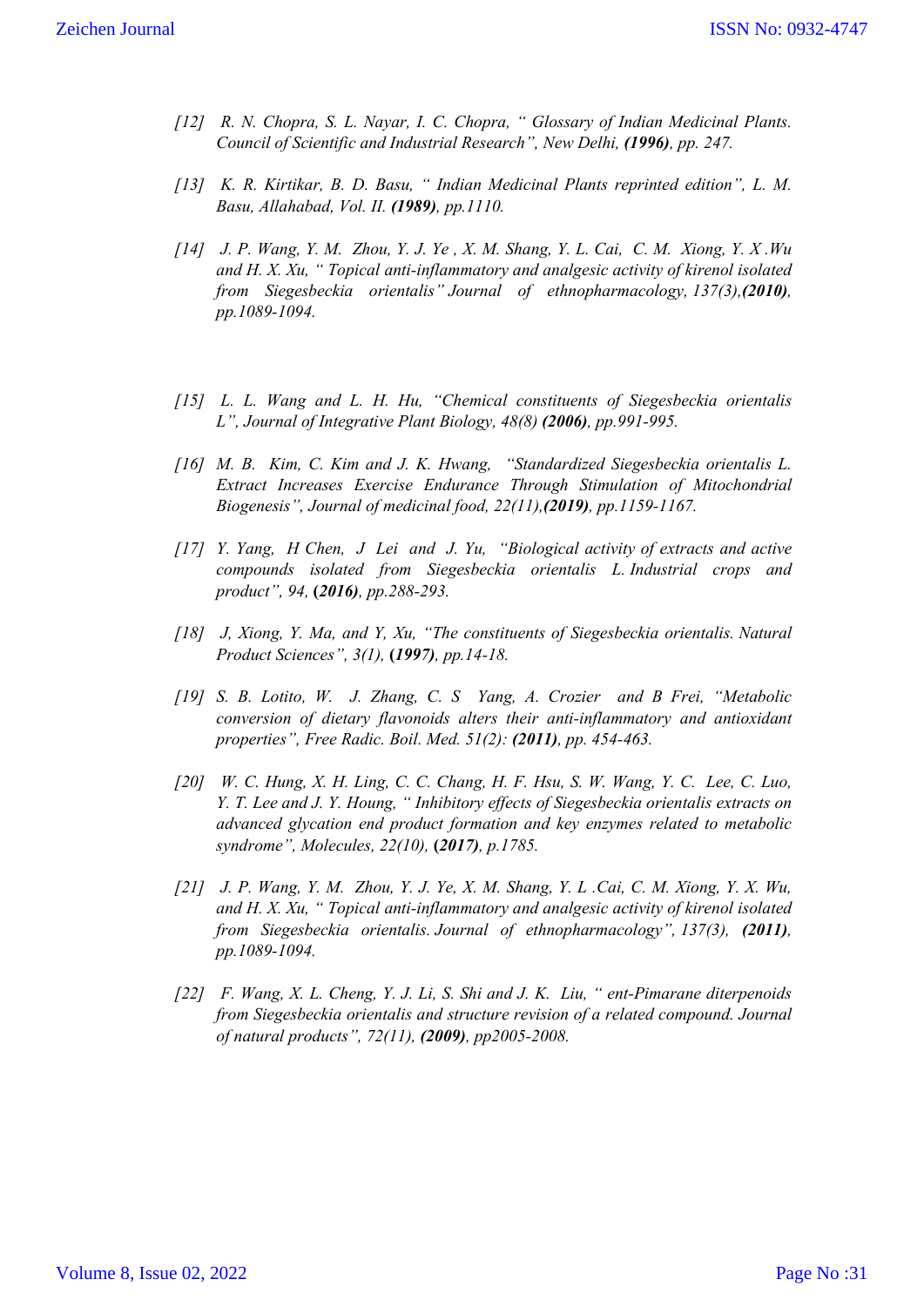*[12] R. N. Chopra, S. L. Nayar, I. C. Chopra, " Glossary of Indian Medicinal Plants. Council of Scientific and Industrial Research", New Delhi, **(1996)**, pp. 247.*

*[13] K. R. Kirtikar, B. D. Basu, " Indian Medicinal Plants reprinted edition", L. M. Basu, Allahabad, Vol. II. **(1989)**, pp.1110.*

*[14] J. P. Wang, Y. M. Zhou, Y. J. Ye , X. M. Shang, Y. L. Cai, C. M. Xiong, Y. X .Wu and H. X. Xu, " Topical anti-inflammatory and analgesic activity of kirenol isolated from Siegesbeckia orientalis" Journal of ethnopharmacology, 137(3),**(2010)**, pp.1089-1094.*

*[15] L. L. Wang and L. H. Hu, "Chemical constituents of Siegesbeckia orientalis L", Journal of Integrative Plant Biology, 48(8) **(2006)**, pp.991-995.*

*[16] M. B. Kim, C. Kim and J. K. Hwang, "Standardized Siegesbeckia orientalis L. Extract Increases Exercise Endurance Through Stimulation of Mitochondrial Biogenesis", Journal of medicinal food, 22(11),**(2019)**, pp.1159-1167.*

*[17] Y. Yang, H Chen, J Lei and J. Yu, "Biological activity of extracts and active compounds isolated from Siegesbeckia orientalis L. Industrial crops and product", 94, **(2016)**, pp.288-293.*

*[18] J, Xiong, Y. Ma, and Y, Xu, "The constituents of Siegesbeckia orientalis. Natural Product Sciences", 3(1), **(1997)**, pp.14-18.*

*[19] S. B. Lotito, W. J. Zhang, C. S Yang, A. Crozier and B Frei, "Metabolic conversion of dietary flavonoids alters their anti-inflammatory and antioxidant properties", Free Radic. Boil. Med. 51(2): **(2011)**, pp. 454-463.*

*[20] W. C. Hung, X. H. Ling, C. C. Chang, H. F. Hsu, S. W. Wang, Y. C. Lee, C. Luo, Y. T. Lee and J. Y. Houng, " Inhibitory effects of Siegesbeckia orientalis extracts on advanced glycation end product formation and key enzymes related to metabolic syndrome", Molecules, 22(10), **(2017)**, p.1785.*

*[21] J. P. Wang, Y. M. Zhou, Y. J. Ye, X. M. Shang, Y. L .Cai, C. M. Xiong, Y. X. Wu, and H. X. Xu, " Topical anti-inflammatory and analgesic activity of kirenol isolated from Siegesbeckia orientalis. Journal of ethnopharmacology", 137(3), **(2011)**, pp.1089-1094.*

*[22] F. Wang, X. L. Cheng, Y. J. Li, S. Shi and J. K. Liu, " ent-Pimarane diterpenoids from Siegesbeckia orientalis and structure revision of a related compound. Journal of natural products", 72(11), **(2009)**, pp2005-2008.*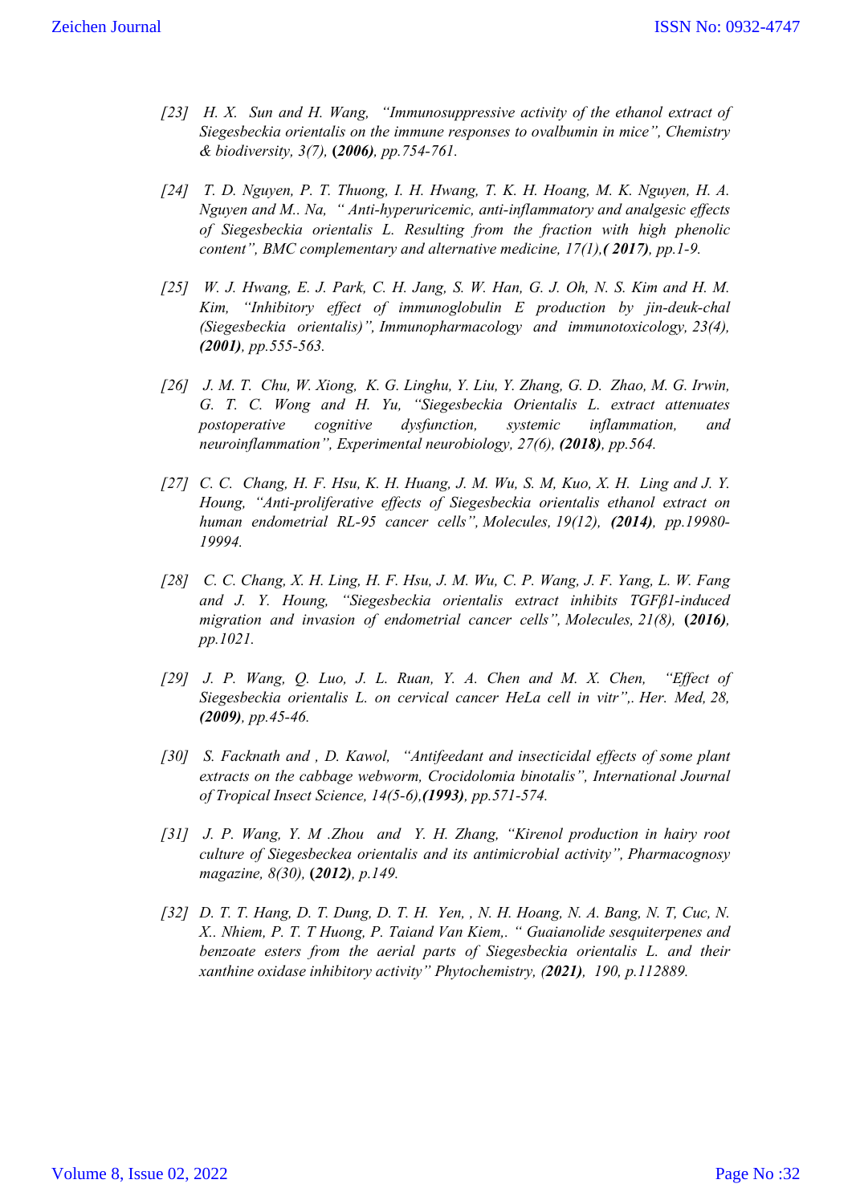[23] H. X. Sun and H. Wang, *"Immunosuppressive activity of the ethanol extract of Siegesbeckia orientalis on the immune responses to ovalbumin in mice", Chemistry & biodiversity, 3(7),* ***(2006)****, pp.754-761.*

[24] T. D. Nguyen, P. T. Thuong, I. H. Hwang, T. K. H. Hoang, M. K. Nguyen, H. A. Nguyen and M.. Na, *" Anti-hyperuricemic, anti-inflammatory and analgesic effects of Siegesbeckia orientalis L. Resulting from the fraction with high phenolic content", BMC complementary and alternative medicine, 17(1),* ***( 2017)****, pp.1-9.*

[25] W. J. Hwang, E. J. Park, C. H. Jang, S. W. Han, G. J. Oh, N. S. Kim and H. M. Kim, *"Inhibitory effect of immunoglobulin E production by jin-deuk-chal (Siegesbeckia orientalis)", Immunopharmacology and immunotoxicology, 23(4),* ***(2001)****, pp.555-563.*

[26] J. M. T. Chu, W. Xiong, K. G. Linghu, Y. Liu, Y. Zhang, G. D. Zhao, M. G. Irwin, G. T. C. Wong and H. Yu, *"Siegesbeckia Orientalis L. extract attenuates postoperative cognitive dysfunction, systemic inflammation, and neuroinflammation", Experimental neurobiology, 27(6),* ***(2018)****, pp.564.*

[27] C. C. Chang, H. F. Hsu, K. H. Huang, J. M. Wu, S. M, Kuo, X. H. Ling and J. Y. Houng, *"Anti-proliferative effects of Siegesbeckia orientalis ethanol extract on human endometrial RL-95 cancer cells", Molecules, 19(12),* ***(2014)****, pp.19980-19994.*

[28] C. C. Chang, X. H. Ling, H. F. Hsu, J. M. Wu, C. P. Wang, J. F. Yang, L. W. Fang and J. Y. Houng, *"Siegesbeckia orientalis extract inhibits TGFβ1-induced migration and invasion of endometrial cancer cells", Molecules, 21(8),* ***(2016)****, pp.1021.*

[29] J. P. Wang, Q. Luo, J. L. Ruan, Y. A. Chen and M. X. Chen, *"Effect of Siegesbeckia orientalis L. on cervical cancer HeLa cell in vitr",. Her. Med, 28,* ***(2009)****, pp.45-46.*

[30] S. Facknath and , D. Kawol, *"Antifeedant and insecticidal effects of some plant extracts on the cabbage webworm, Crocidolomia binotalis", International Journal of Tropical Insect Science, 14(5-6),* ***(1993)****, pp.571-574.*

[31] J. P. Wang, Y. M .Zhou and Y. H. Zhang, *"Kirenol production in hairy root culture of Siegesbeckea orientalis and its antimicrobial activity", Pharmacognosy magazine, 8(30),* ***(2012)****, p.149.*

[32] D. T. T. Hang, D. T. Dung, D. T. H. Yen, , N. H. Hoang, N. A. Bang, N. T, Cuc, N. X.. Nhiem, P. T. T Huong, P. Taiand Van Kiem,. *" Guaianolide sesquiterpenes and benzoate esters from the aerial parts of Siegesbeckia orientalis L. and their xanthine oxidase inhibitory activity" Phytochemistry,* ***(2021)****, 190, p.112889.*